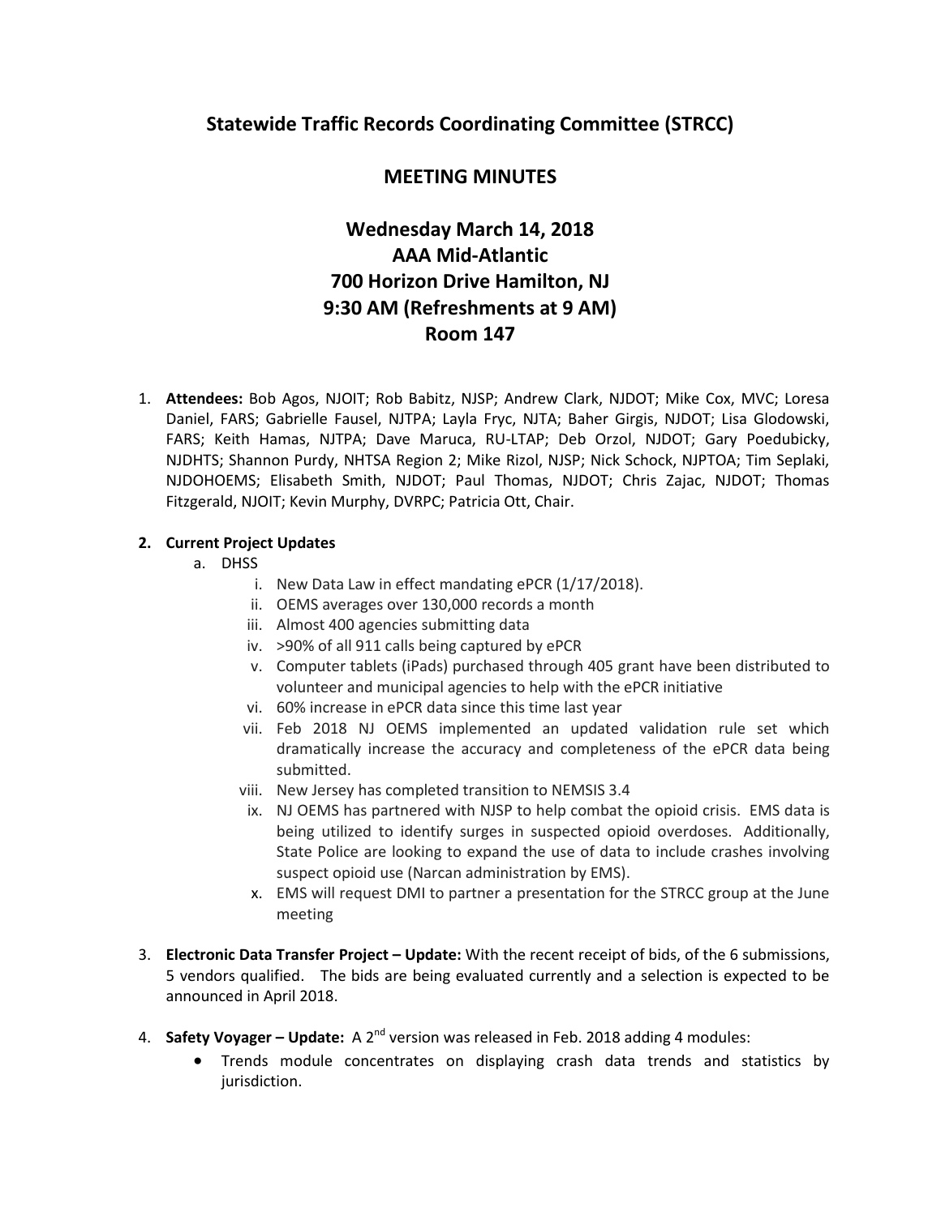# Statewide Traffic Records Coordinating Committee (STRCC)

## MEETING MINUTES

## Wednesday March 14, 2018
## AAA Mid-Atlantic
## 700 Horizon Drive Hamilton, NJ
## 9:30 AM (Refreshments at 9 AM)
## Room 147

1. **Attendees:** Bob Agos, NJOIT; Rob Babitz, NJSP; Andrew Clark, NJDOT; Mike Cox, MVC; Loresa Daniel, FARS; Gabrielle Fausel, NJTPA; Layla Fryc, NJTA; Baher Girgis, NJDOT; Lisa Glodowski, FARS; Keith Hamas, NJTPA; Dave Maruca, RU-LTAP; Deb Orzol, NJDOT; Gary Poedubicky, NJDHTS; Shannon Purdy, NHTSA Region 2; Mike Rizol, NJSP; Nick Schock, NJPTOA; Tim Seplaki, NJDOHOEMS; Elisabeth Smith, NJDOT; Paul Thomas, NJDOT; Chris Zajac, NJDOT; Thomas Fitzgerald, NJOIT; Kevin Murphy, DVRPC; Patricia Ott, Chair.

2. **Current Project Updates**
   a. DHSS
      i. New Data Law in effect mandating ePCR (1/17/2018).
      ii. OEMS averages over 130,000 records a month
      iii. Almost 400 agencies submitting data
      iv. >90% of all 911 calls being captured by ePCR
      v. Computer tablets (iPads) purchased through 405 grant have been distributed to volunteer and municipal agencies to help with the ePCR initiative
      vi. 60% increase in ePCR data since this time last year
      vii. Feb 2018 NJ OEMS implemented an updated validation rule set which dramatically increase the accuracy and completeness of the ePCR data being submitted.
      viii. New Jersey has completed transition to NEMSIS 3.4
      ix. NJ OEMS has partnered with NJSP to help combat the opioid crisis. EMS data is being utilized to identify surges in suspected opioid overdoses. Additionally, State Police are looking to expand the use of data to include crashes involving suspect opioid use (Narcan administration by EMS).
      x. EMS will request DMI to partner a presentation for the STRCC group at the June meeting

3. **Electronic Data Transfer Project – Update:** With the recent receipt of bids, of the 6 submissions, 5 vendors qualified. The bids are being evaluated currently and a selection is expected to be announced in April 2018.

4. **Safety Voyager – Update:** A 2nd version was released in Feb. 2018 adding 4 modules:
   - Trends module concentrates on displaying crash data trends and statistics by jurisdiction.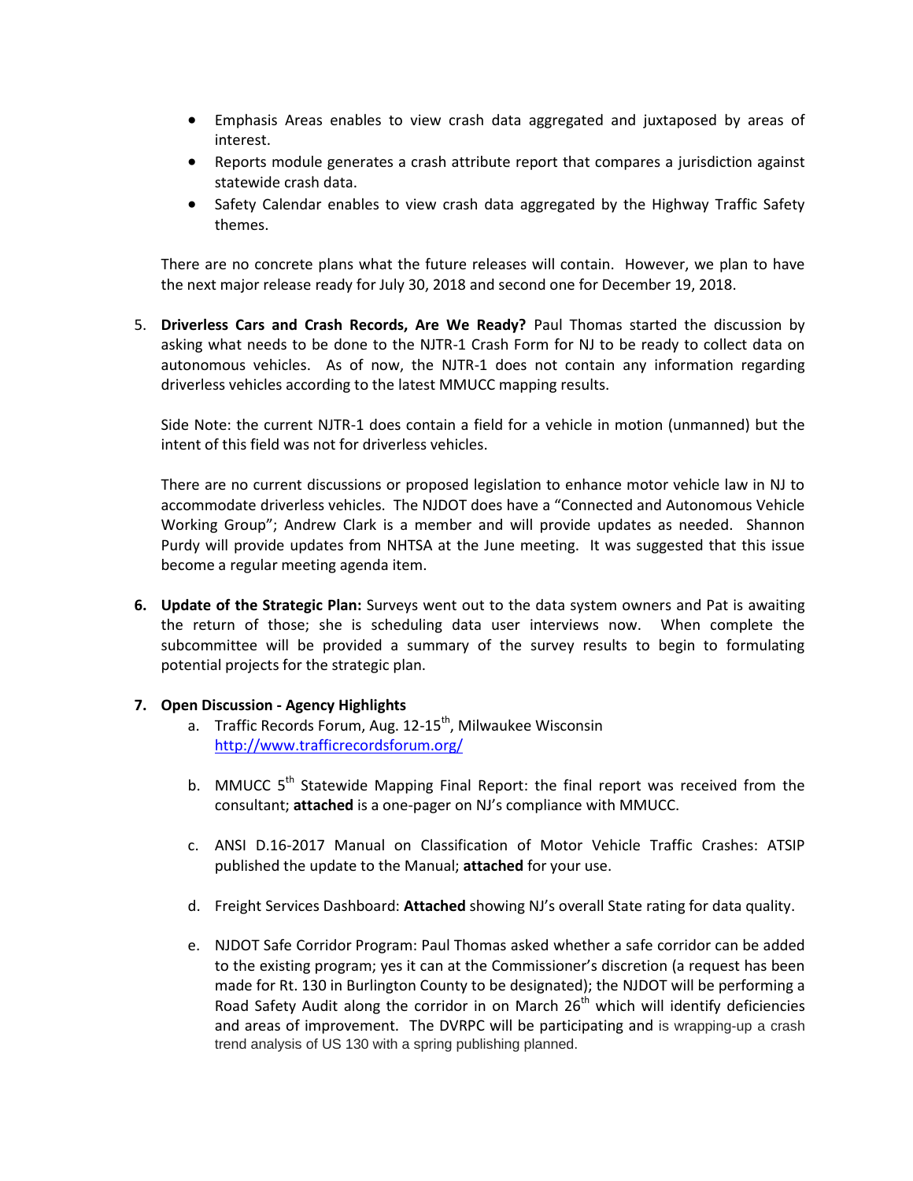- Emphasis Areas enables to view crash data aggregated and juxtaposed by areas of interest.
- Reports module generates a crash attribute report that compares a jurisdiction against statewide crash data.
- Safety Calendar enables to view crash data aggregated by the Highway Traffic Safety themes.

There are no concrete plans what the future releases will contain. However, we plan to have the next major release ready for July 30, 2018 and second one for December 19, 2018.

5. **Driverless Cars and Crash Records, Are We Ready?** Paul Thomas started the discussion by asking what needs to be done to the NJTR-1 Crash Form for NJ to be ready to collect data on autonomous vehicles. As of now, the NJTR-1 does not contain any information regarding driverless vehicles according to the latest MMUCC mapping results.

   Side Note: the current NJTR-1 does contain a field for a vehicle in motion (unmanned) but the intent of this field was not for driverless vehicles.

   There are no current discussions or proposed legislation to enhance motor vehicle law in NJ to accommodate driverless vehicles. The NJDOT does have a "Connected and Autonomous Vehicle Working Group"; Andrew Clark is a member and will provide updates as needed. Shannon Purdy will provide updates from NHTSA at the June meeting. It was suggested that this issue become a regular meeting agenda item.

6. **Update of the Strategic Plan:** Surveys went out to the data system owners and Pat is awaiting the return of those; she is scheduling data user interviews now. When complete the subcommittee will be provided a summary of the survey results to begin to formulating potential projects for the strategic plan.

7. **Open Discussion - Agency Highlights**
   a. Traffic Records Forum, Aug. 12-15th, Milwaukee Wisconsin
      http://www.trafficrecordsforum.org/

   b. MMUCC 5th Statewide Mapping Final Report: the final report was received from the consultant; **attached** is a one-pager on NJ's compliance with MMUCC.

   c. ANSI D.16-2017 Manual on Classification of Motor Vehicle Traffic Crashes: ATSIP published the update to the Manual; **attached** for your use.

   d. Freight Services Dashboard: **Attached** showing NJ's overall State rating for data quality.

   e. NJDOT Safe Corridor Program: Paul Thomas asked whether a safe corridor can be added to the existing program; yes it can at the Commissioner's discretion (a request has been made for Rt. 130 in Burlington County to be designated); the NJDOT will be performing a Road Safety Audit along the corridor in on March 26th which will identify deficiencies and areas of improvement. The DVRPC will be participating and is wrapping-up a crash trend analysis of US 130 with a spring publishing planned.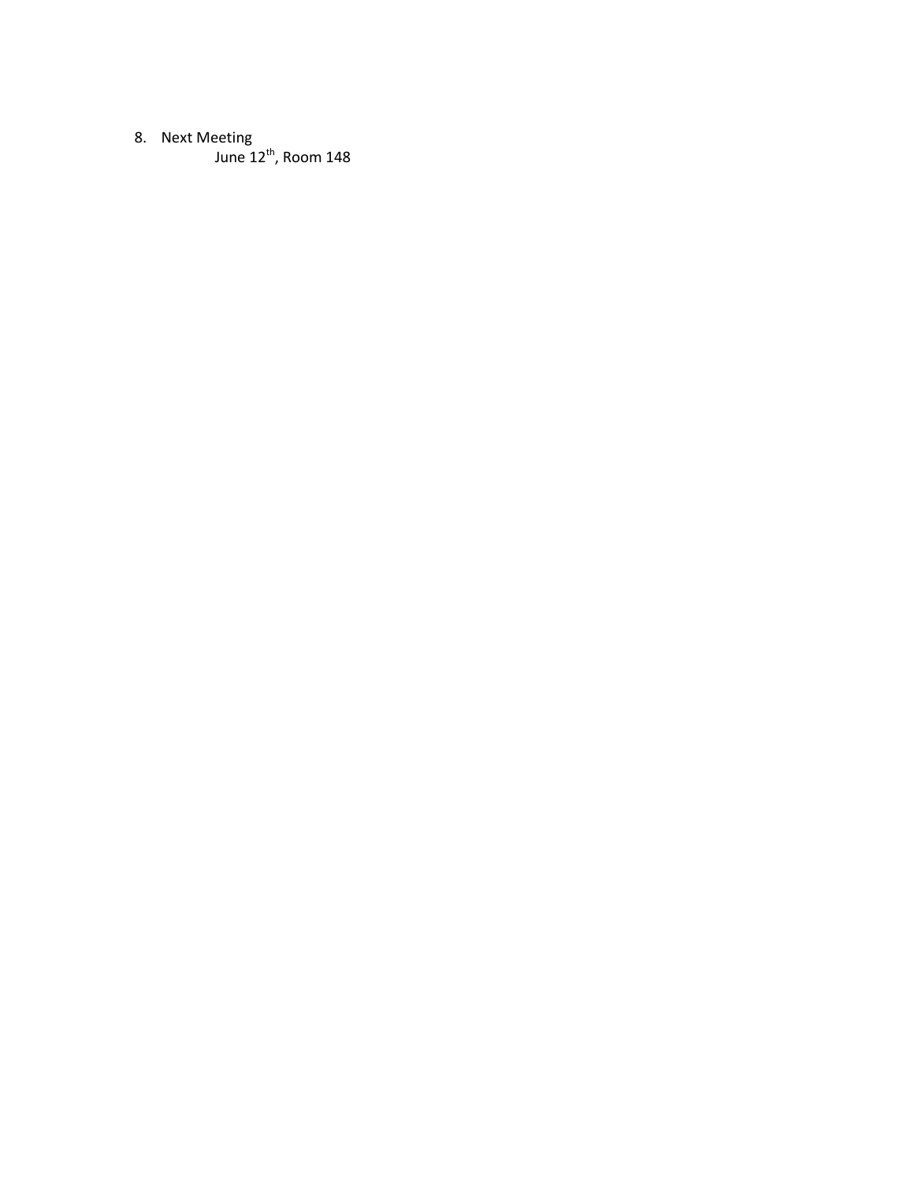8. Next Meeting

   June 12th, Room 148